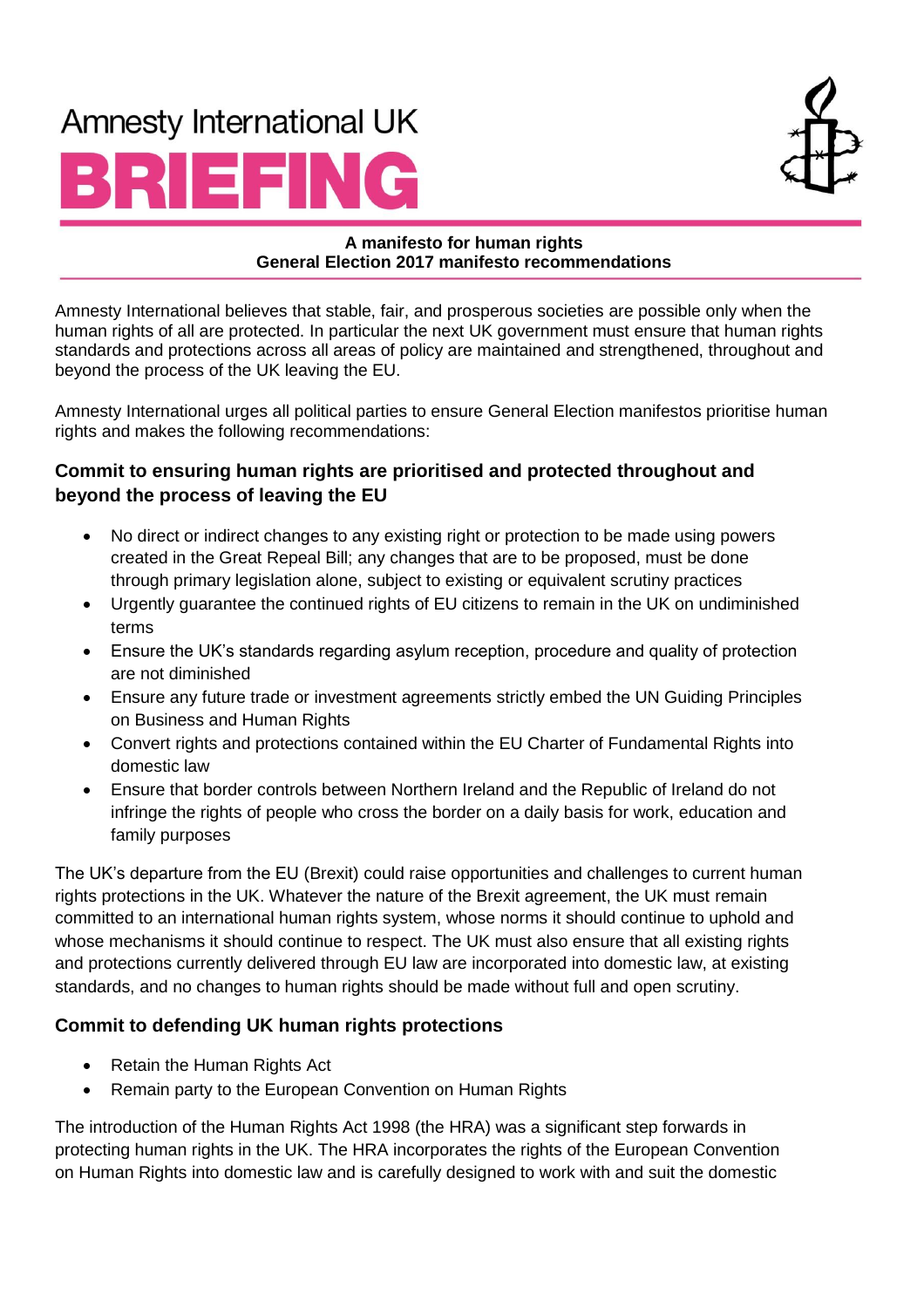# Amnesty International UK BRIEFING

**A manifesto for human rights**
**General Election 2017 manifesto recommendations**

Amnesty International believes that stable, fair, and prosperous societies are possible only when the human rights of all are protected. In particular the next UK government must ensure that human rights standards and protections across all areas of policy are maintained and strengthened, throughout and beyond the process of the UK leaving the EU.

Amnesty International urges all political parties to ensure General Election manifestos prioritise human rights and makes the following recommendations:

### Commit to ensuring human rights are prioritised and protected throughout and beyond the process of leaving the EU

- No direct or indirect changes to any existing right or protection to be made using powers created in the Great Repeal Bill; any changes that are to be proposed, must be done through primary legislation alone, subject to existing or equivalent scrutiny practices
- Urgently guarantee the continued rights of EU citizens to remain in the UK on undiminished terms
- Ensure the UK's standards regarding asylum reception, procedure and quality of protection are not diminished
- Ensure any future trade or investment agreements strictly embed the UN Guiding Principles on Business and Human Rights
- Convert rights and protections contained within the EU Charter of Fundamental Rights into domestic law
- Ensure that border controls between Northern Ireland and the Republic of Ireland do not infringe the rights of people who cross the border on a daily basis for work, education and family purposes

The UK's departure from the EU (Brexit) could raise opportunities and challenges to current human rights protections in the UK. Whatever the nature of the Brexit agreement, the UK must remain committed to an international human rights system, whose norms it should continue to uphold and whose mechanisms it should continue to respect. The UK must also ensure that all existing rights and protections currently delivered through EU law are incorporated into domestic law, at existing standards, and no changes to human rights should be made without full and open scrutiny.

### Commit to defending UK human rights protections

- Retain the Human Rights Act
- Remain party to the European Convention on Human Rights

The introduction of the Human Rights Act 1998 (the HRA) was a significant step forwards in protecting human rights in the UK. The HRA incorporates the rights of the European Convention on Human Rights into domestic law and is carefully designed to work with and suit the domestic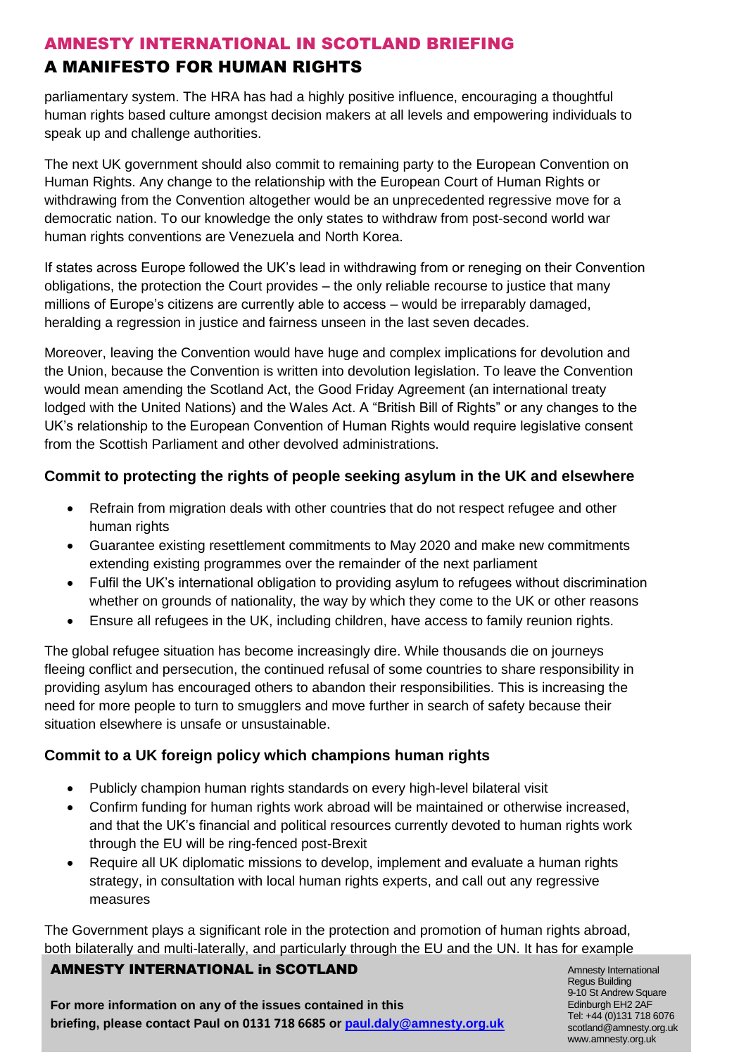parliamentary system. The HRA has had a highly positive influence, encouraging a thoughtful human rights based culture amongst decision makers at all levels and empowering individuals to speak up and challenge authorities.

The next UK government should also commit to remaining party to the European Convention on Human Rights. Any change to the relationship with the European Court of Human Rights or withdrawing from the Convention altogether would be an unprecedented regressive move for a democratic nation. To our knowledge the only states to withdraw from post-second world war human rights conventions are Venezuela and North Korea.

If states across Europe followed the UK's lead in withdrawing from or reneging on their Convention obligations, the protection the Court provides – the only reliable recourse to justice that many millions of Europe's citizens are currently able to access – would be irreparably damaged, heralding a regression in justice and fairness unseen in the last seven decades.

Moreover, leaving the Convention would have huge and complex implications for devolution and the Union, because the Convention is written into devolution legislation. To leave the Convention would mean amending the Scotland Act, the Good Friday Agreement (an international treaty lodged with the United Nations) and the Wales Act. A "British Bill of Rights" or any changes to the UK's relationship to the European Convention of Human Rights would require legislative consent from the Scottish Parliament and other devolved administrations.

### Commit to protecting the rights of people seeking asylum in the UK and elsewhere

- Refrain from migration deals with other countries that do not respect refugee and other human rights
- Guarantee existing resettlement commitments to May 2020 and make new commitments extending existing programmes over the remainder of the next parliament
- Fulfil the UK's international obligation to providing asylum to refugees without discrimination whether on grounds of nationality, the way by which they come to the UK or other reasons
- Ensure all refugees in the UK, including children, have access to family reunion rights.

The global refugee situation has become increasingly dire. While thousands die on journeys fleeing conflict and persecution, the continued refusal of some countries to share responsibility in providing asylum has encouraged others to abandon their responsibilities. This is increasing the need for more people to turn to smugglers and move further in search of safety because their situation elsewhere is unsafe or unsustainable.

### Commit to a UK foreign policy which champions human rights

- Publicly champion human rights standards on every high-level bilateral visit
- Confirm funding for human rights work abroad will be maintained or otherwise increased, and that the UK's financial and political resources currently devoted to human rights work through the EU will be ring-fenced post-Brexit
- Require all UK diplomatic missions to develop, implement and evaluate a human rights strategy, in consultation with local human rights experts, and call out any regressive measures

The Government plays a significant role in the protection and promotion of human rights abroad, both bilaterally and multi-laterally, and particularly through the EU and the UN. It has for example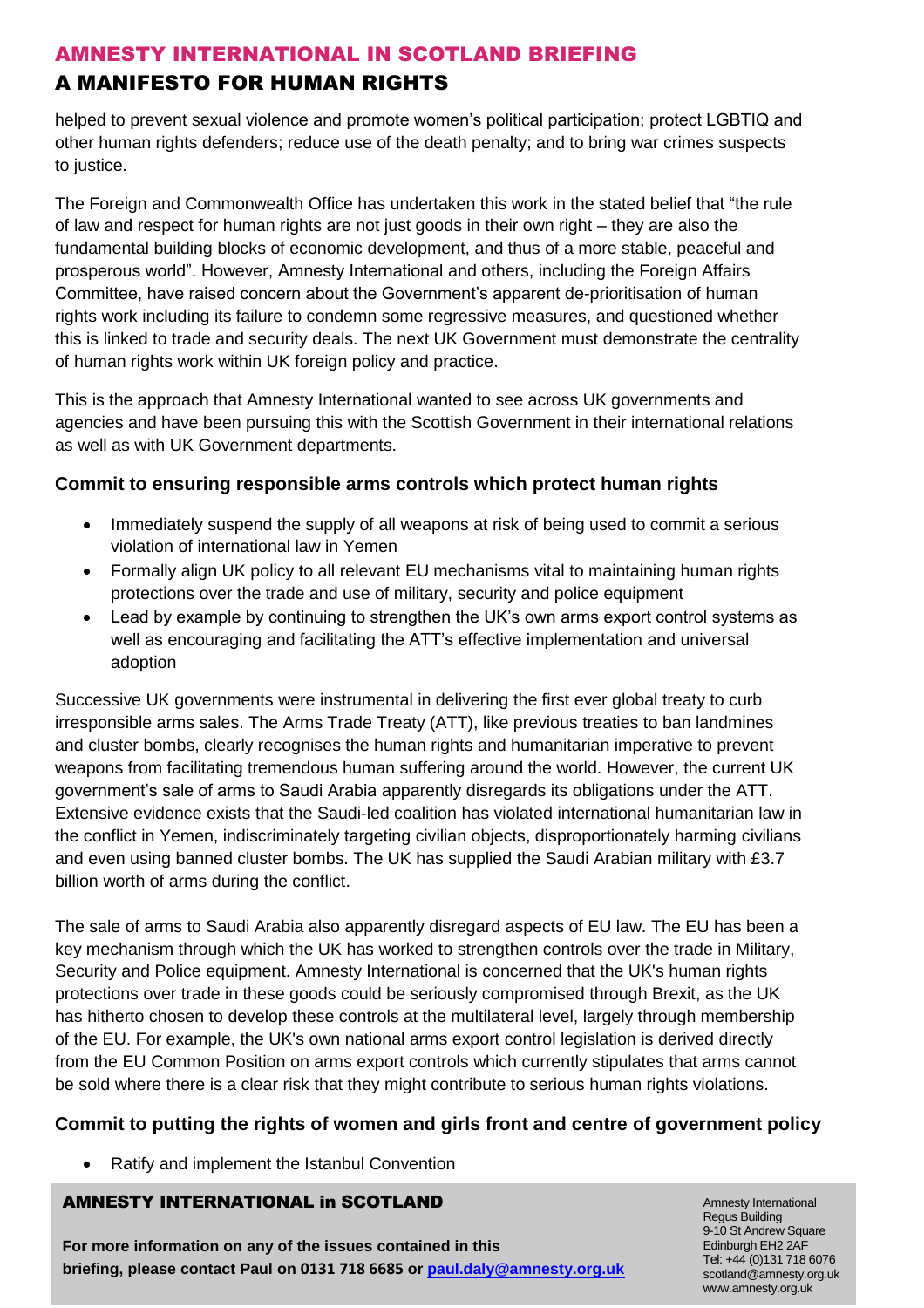helped to prevent sexual violence and promote women's political participation; protect LGBTIQ and other human rights defenders; reduce use of the death penalty; and to bring war crimes suspects to justice.

The Foreign and Commonwealth Office has undertaken this work in the stated belief that "the rule of law and respect for human rights are not just goods in their own right – they are also the fundamental building blocks of economic development, and thus of a more stable, peaceful and prosperous world". However, Amnesty International and others, including the Foreign Affairs Committee, have raised concern about the Government's apparent de-prioritisation of human rights work including its failure to condemn some regressive measures, and questioned whether this is linked to trade and security deals. The next UK Government must demonstrate the centrality of human rights work within UK foreign policy and practice.

This is the approach that Amnesty International wanted to see across UK governments and agencies and have been pursuing this with the Scottish Government in their international relations as well as with UK Government departments.

### Commit to ensuring responsible arms controls which protect human rights

- Immediately suspend the supply of all weapons at risk of being used to commit a serious violation of international law in Yemen
- Formally align UK policy to all relevant EU mechanisms vital to maintaining human rights protections over the trade and use of military, security and police equipment
- Lead by example by continuing to strengthen the UK's own arms export control systems as well as encouraging and facilitating the ATT's effective implementation and universal adoption

Successive UK governments were instrumental in delivering the first ever global treaty to curb irresponsible arms sales. The Arms Trade Treaty (ATT), like previous treaties to ban landmines and cluster bombs, clearly recognises the human rights and humanitarian imperative to prevent weapons from facilitating tremendous human suffering around the world. However, the current UK government's sale of arms to Saudi Arabia apparently disregards its obligations under the ATT. Extensive evidence exists that the Saudi-led coalition has violated international humanitarian law in the conflict in Yemen, indiscriminately targeting civilian objects, disproportionately harming civilians and even using banned cluster bombs. The UK has supplied the Saudi Arabian military with £3.7 billion worth of arms during the conflict.

The sale of arms to Saudi Arabia also apparently disregard aspects of EU law. The EU has been a key mechanism through which the UK has worked to strengthen controls over the trade in Military, Security and Police equipment. Amnesty International is concerned that the UK's human rights protections over trade in these goods could be seriously compromised through Brexit, as the UK has hitherto chosen to develop these controls at the multilateral level, largely through membership of the EU. For example, the UK's own national arms export control legislation is derived directly from the EU Common Position on arms export controls which currently stipulates that arms cannot be sold where there is a clear risk that they might contribute to serious human rights violations.

### Commit to putting the rights of women and girls front and centre of government policy

- Ratify and implement the Istanbul Convention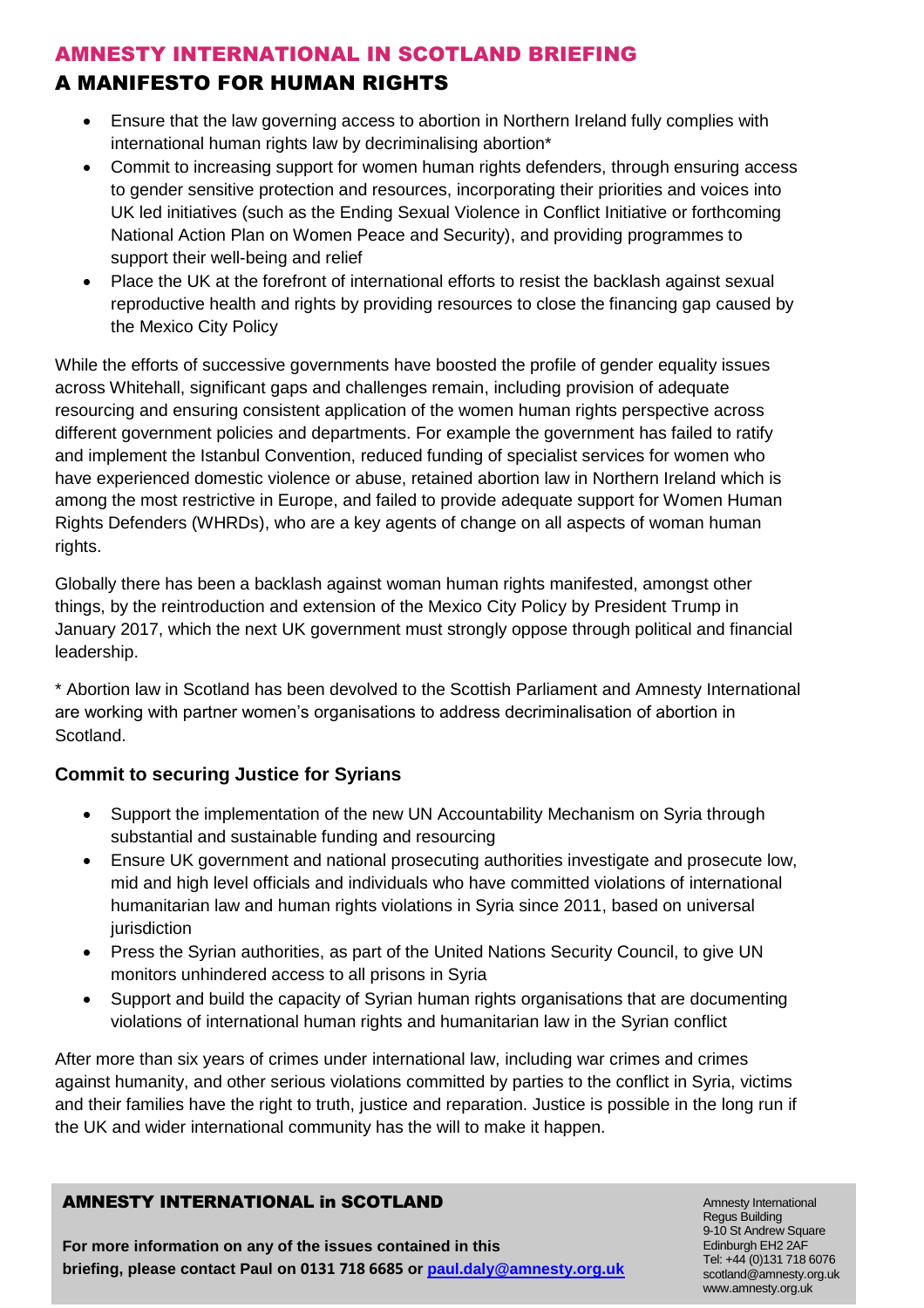# AMNESTY INTERNATIONAL IN SCOTLAND BRIEFING

## A MANIFESTO FOR HUMAN RIGHTS

- Ensure that the law governing access to abortion in Northern Ireland fully complies with international human rights law by decriminalising abortion*
- Commit to increasing support for women human rights defenders, through ensuring access to gender sensitive protection and resources, incorporating their priorities and voices into UK led initiatives (such as the Ending Sexual Violence in Conflict Initiative or forthcoming National Action Plan on Women Peace and Security), and providing programmes to support their well-being and relief
- Place the UK at the forefront of international efforts to resist the backlash against sexual reproductive health and rights by providing resources to close the financing gap caused by the Mexico City Policy

While the efforts of successive governments have boosted the profile of gender equality issues across Whitehall, significant gaps and challenges remain, including provision of adequate resourcing and ensuring consistent application of the women human rights perspective across different government policies and departments. For example the government has failed to ratify and implement the Istanbul Convention, reduced funding of specialist services for women who have experienced domestic violence or abuse, retained abortion law in Northern Ireland which is among the most restrictive in Europe, and failed to provide adequate support for Women Human Rights Defenders (WHRDs), who are a key agents of change on all aspects of woman human rights.

Globally there has been a backlash against woman human rights manifested, amongst other things, by the reintroduction and extension of the Mexico City Policy by President Trump in January 2017, which the next UK government must strongly oppose through political and financial leadership.

* Abortion law in Scotland has been devolved to the Scottish Parliament and Amnesty International are working with partner women's organisations to address decriminalisation of abortion in Scotland.

### Commit to securing Justice for Syrians

- Support the implementation of the new UN Accountability Mechanism on Syria through substantial and sustainable funding and resourcing
- Ensure UK government and national prosecuting authorities investigate and prosecute low, mid and high level officials and individuals who have committed violations of international humanitarian law and human rights violations in Syria since 2011, based on universal jurisdiction
- Press the Syrian authorities, as part of the United Nations Security Council, to give UN monitors unhindered access to all prisons in Syria
- Support and build the capacity of Syrian human rights organisations that are documenting violations of international human rights and humanitarian law in the Syrian conflict

After more than six years of crimes under international law, including war crimes and crimes against humanity, and other serious violations committed by parties to the conflict in Syria, victims and their families have the right to truth, justice and reparation. Justice is possible in the long run if the UK and wider international community has the will to make it happen.

**AMNESTY INTERNATIONAL in SCOTLAND**

**For more information on any of the issues contained in this briefing, please contact Paul on 0131 718 6685 or paul.daly@amnesty.org.uk**

Amnesty International
Regus Building
9-10 St Andrew Square
Edinburgh EH2 2AF
Tel: +44 (0)131 718 6076
scotland@amnesty.org.uk
www.amnesty.org.uk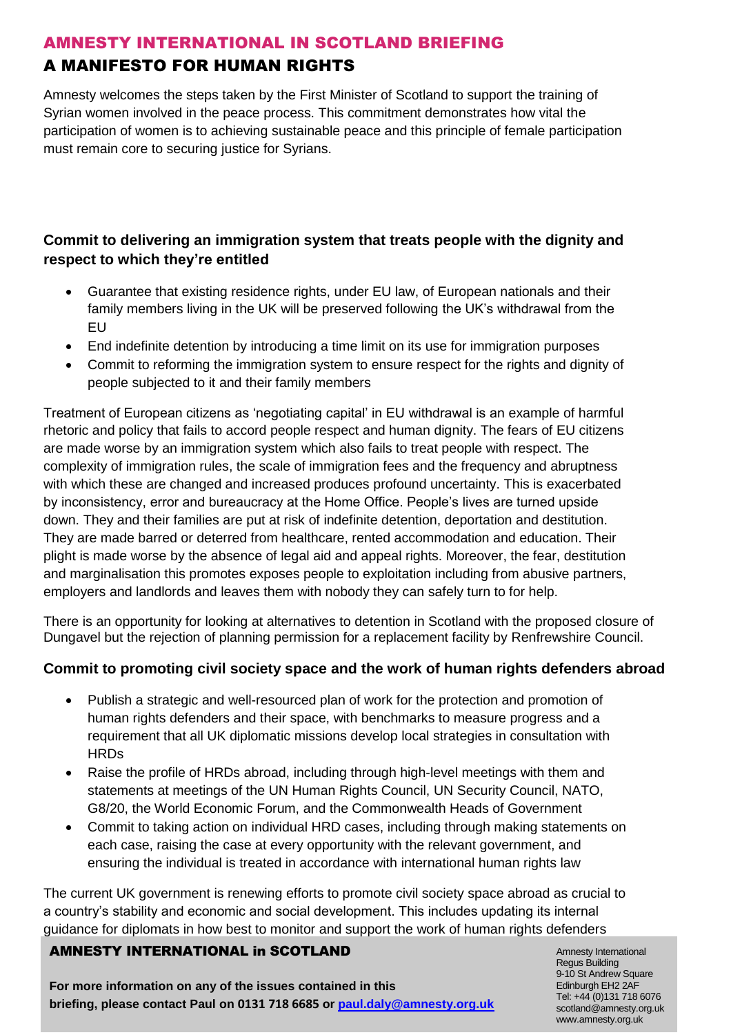## AMNESTY INTERNATIONAL IN SCOTLAND BRIEFING

## A MANIFESTO FOR HUMAN RIGHTS

Amnesty welcomes the steps taken by the First Minister of Scotland to support the training of Syrian women involved in the peace process. This commitment demonstrates how vital the participation of women is to achieving sustainable peace and this principle of female participation must remain core to securing justice for Syrians.

### Commit to delivering an immigration system that treats people with the dignity and respect to which they're entitled

- Guarantee that existing residence rights, under EU law, of European nationals and their family members living in the UK will be preserved following the UK's withdrawal from the EU
- End indefinite detention by introducing a time limit on its use for immigration purposes
- Commit to reforming the immigration system to ensure respect for the rights and dignity of people subjected to it and their family members

Treatment of European citizens as 'negotiating capital' in EU withdrawal is an example of harmful rhetoric and policy that fails to accord people respect and human dignity. The fears of EU citizens are made worse by an immigration system which also fails to treat people with respect. The complexity of immigration rules, the scale of immigration fees and the frequency and abruptness with which these are changed and increased produces profound uncertainty. This is exacerbated by inconsistency, error and bureaucracy at the Home Office. People's lives are turned upside down. They and their families are put at risk of indefinite detention, deportation and destitution. They are made barred or deterred from healthcare, rented accommodation and education. Their plight is made worse by the absence of legal aid and appeal rights. Moreover, the fear, destitution and marginalisation this promotes exposes people to exploitation including from abusive partners, employers and landlords and leaves them with nobody they can safely turn to for help.

There is an opportunity for looking at alternatives to detention in Scotland with the proposed closure of Dungavel but the rejection of planning permission for a replacement facility by Renfrewshire Council.

### Commit to promoting civil society space and the work of human rights defenders abroad

- Publish a strategic and well-resourced plan of work for the protection and promotion of human rights defenders and their space, with benchmarks to measure progress and a requirement that all UK diplomatic missions develop local strategies in consultation with HRDs
- Raise the profile of HRDs abroad, including through high-level meetings with them and statements at meetings of the UN Human Rights Council, UN Security Council, NATO, G8/20, the World Economic Forum, and the Commonwealth Heads of Government
- Commit to taking action on individual HRD cases, including through making statements on each case, raising the case at every opportunity with the relevant government, and ensuring the individual is treated in accordance with international human rights law

The current UK government is renewing efforts to promote civil society space abroad as crucial to a country's stability and economic and social development. This includes updating its internal guidance for diplomats in how best to monitor and support the work of human rights defenders

**AMNESTY INTERNATIONAL in SCOTLAND**

**For more information on any of the issues contained in this briefing, please contact Paul on 0131 718 6685 or [paul.daly@amnesty.org.uk](mailto:paul.daly@amnesty.org.uk)**

Amnesty International
Regus Building
9-10 St Andrew Square
Edinburgh EH2 2AF
Tel: +44 (0)131 718 6076
scotland@amnesty.org.uk
www.amnesty.org.uk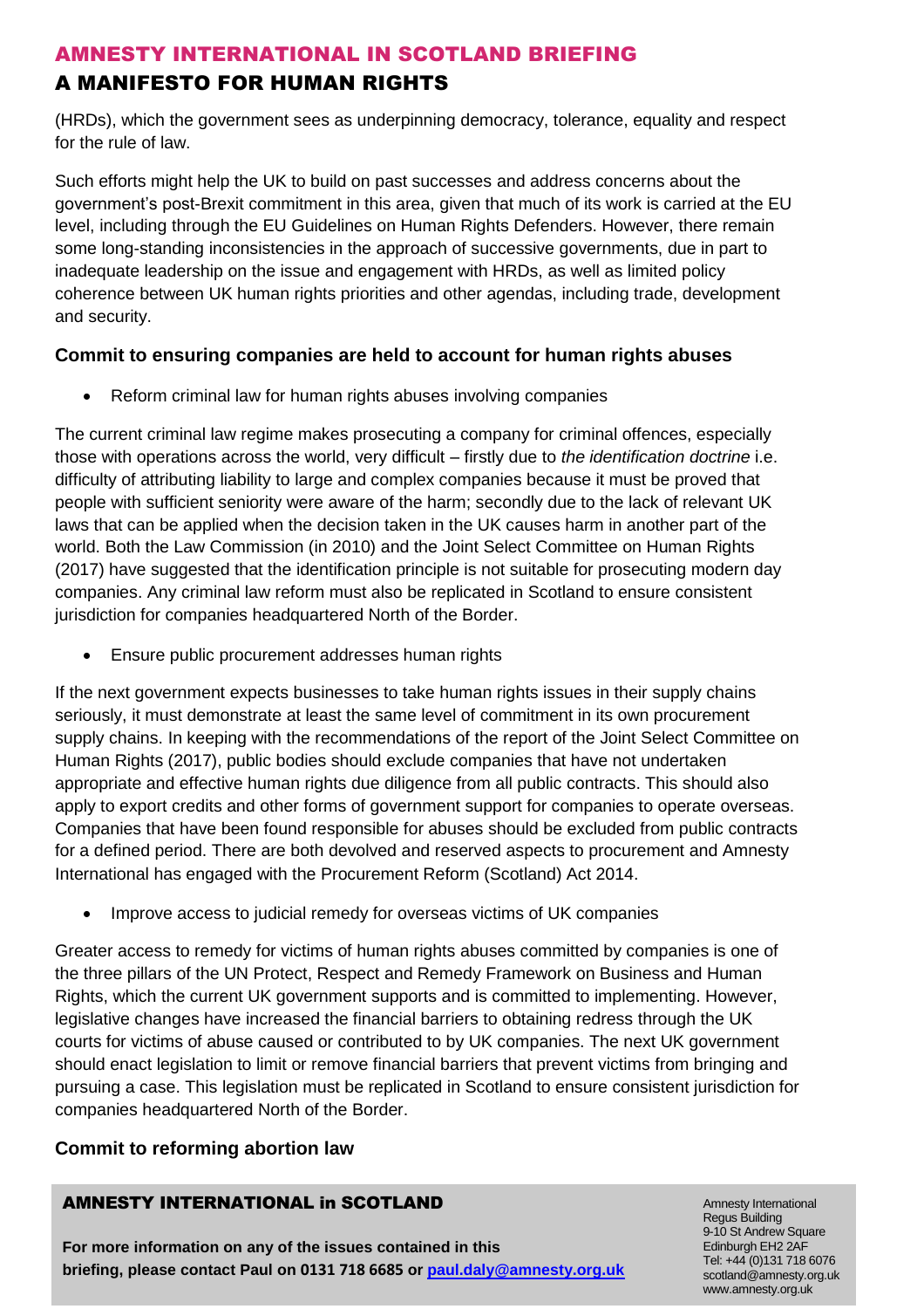(HRDs), which the government sees as underpinning democracy, tolerance, equality and respect for the rule of law.

Such efforts might help the UK to build on past successes and address concerns about the government's post-Brexit commitment in this area, given that much of its work is carried at the EU level, including through the EU Guidelines on Human Rights Defenders. However, there remain some long-standing inconsistencies in the approach of successive governments, due in part to inadequate leadership on the issue and engagement with HRDs, as well as limited policy coherence between UK human rights priorities and other agendas, including trade, development and security.

### Commit to ensuring companies are held to account for human rights abuses

- Reform criminal law for human rights abuses involving companies

The current criminal law regime makes prosecuting a company for criminal offences, especially those with operations across the world, very difficult – firstly due to *the identification doctrine* i.e. difficulty of attributing liability to large and complex companies because it must be proved that people with sufficient seniority were aware of the harm; secondly due to the lack of relevant UK laws that can be applied when the decision taken in the UK causes harm in another part of the world. Both the Law Commission (in 2010) and the Joint Select Committee on Human Rights (2017) have suggested that the identification principle is not suitable for prosecuting modern day companies. Any criminal law reform must also be replicated in Scotland to ensure consistent jurisdiction for companies headquartered North of the Border.

- Ensure public procurement addresses human rights

If the next government expects businesses to take human rights issues in their supply chains seriously, it must demonstrate at least the same level of commitment in its own procurement supply chains. In keeping with the recommendations of the report of the Joint Select Committee on Human Rights (2017), public bodies should exclude companies that have not undertaken appropriate and effective human rights due diligence from all public contracts. This should also apply to export credits and other forms of government support for companies to operate overseas. Companies that have been found responsible for abuses should be excluded from public contracts for a defined period. There are both devolved and reserved aspects to procurement and Amnesty International has engaged with the Procurement Reform (Scotland) Act 2014.

- Improve access to judicial remedy for overseas victims of UK companies

Greater access to remedy for victims of human rights abuses committed by companies is one of the three pillars of the UN Protect, Respect and Remedy Framework on Business and Human Rights, which the current UK government supports and is committed to implementing. However, legislative changes have increased the financial barriers to obtaining redress through the UK courts for victims of abuse caused or contributed to by UK companies. The next UK government should enact legislation to limit or remove financial barriers that prevent victims from bringing and pursuing a case. This legislation must be replicated in Scotland to ensure consistent jurisdiction for companies headquartered North of the Border.

### Commit to reforming abortion law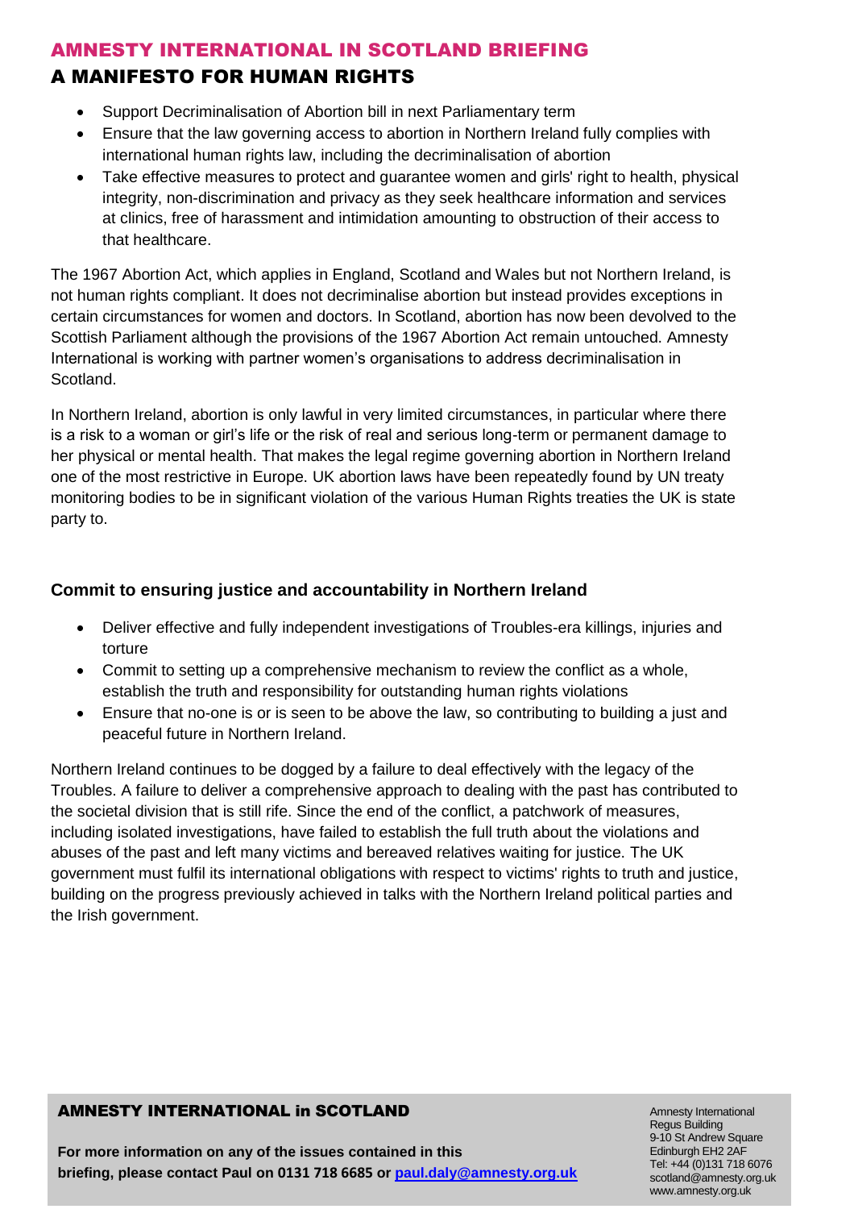# AMNESTY INTERNATIONAL IN SCOTLAND BRIEFING

## A MANIFESTO FOR HUMAN RIGHTS

- Support Decriminalisation of Abortion bill in next Parliamentary term
- Ensure that the law governing access to abortion in Northern Ireland fully complies with international human rights law, including the decriminalisation of abortion
- Take effective measures to protect and guarantee women and girls' right to health, physical integrity, non-discrimination and privacy as they seek healthcare information and services at clinics, free of harassment and intimidation amounting to obstruction of their access to that healthcare.

The 1967 Abortion Act, which applies in England, Scotland and Wales but not Northern Ireland, is not human rights compliant. It does not decriminalise abortion but instead provides exceptions in certain circumstances for women and doctors. In Scotland, abortion has now been devolved to the Scottish Parliament although the provisions of the 1967 Abortion Act remain untouched. Amnesty International is working with partner women's organisations to address decriminalisation in Scotland.

In Northern Ireland, abortion is only lawful in very limited circumstances, in particular where there is a risk to a woman or girl's life or the risk of real and serious long-term or permanent damage to her physical or mental health. That makes the legal regime governing abortion in Northern Ireland one of the most restrictive in Europe. UK abortion laws have been repeatedly found by UN treaty monitoring bodies to be in significant violation of the various Human Rights treaties the UK is state party to.

### Commit to ensuring justice and accountability in Northern Ireland

- Deliver effective and fully independent investigations of Troubles-era killings, injuries and torture
- Commit to setting up a comprehensive mechanism to review the conflict as a whole, establish the truth and responsibility for outstanding human rights violations
- Ensure that no-one is or is seen to be above the law, so contributing to building a just and peaceful future in Northern Ireland.

Northern Ireland continues to be dogged by a failure to deal effectively with the legacy of the Troubles. A failure to deliver a comprehensive approach to dealing with the past has contributed to the societal division that is still rife. Since the end of the conflict, a patchwork of measures, including isolated investigations, have failed to establish the full truth about the violations and abuses of the past and left many victims and bereaved relatives waiting for justice. The UK government must fulfil its international obligations with respect to victims' rights to truth and justice, building on the progress previously achieved in talks with the Northern Ireland political parties and the Irish government.

**AMNESTY INTERNATIONAL in SCOTLAND**

**For more information on any of the issues contained in this briefing, please contact Paul on 0131 718 6685 or paul.daly@amnesty.org.uk**

Amnesty International
Regus Building
9-10 St Andrew Square
Edinburgh EH2 2AF
Tel: +44 (0)131 718 6076
scotland@amnesty.org.uk
www.amnesty.org.uk